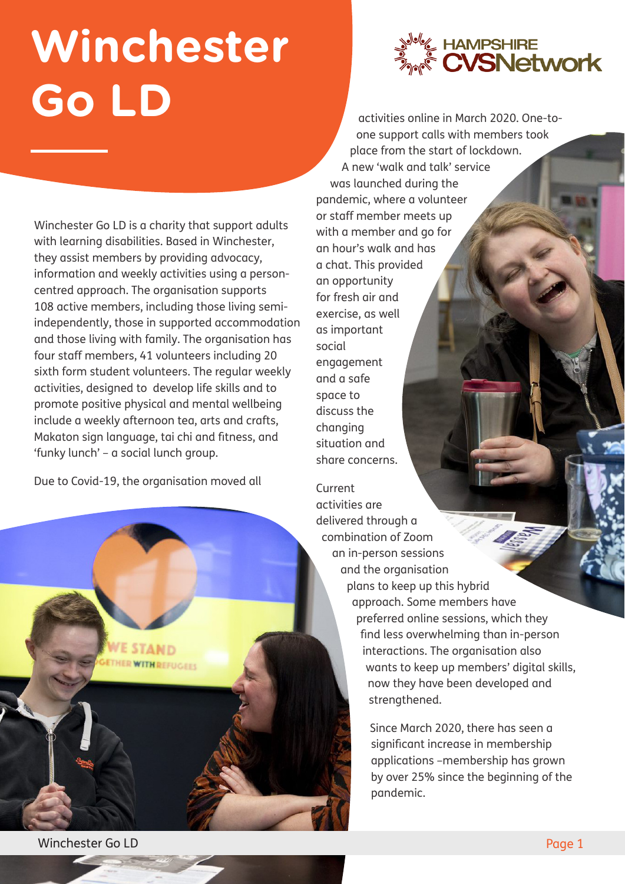# Winchester Go LD

HAMPSHIRE CVSNetwork

Winchester Go LD is a charity that support adults with learning disabilities. Based in Winchester, they assist members by providing advocacy, information and weekly activities using a person-centred approach. The organisation supports 108 active members, including those living semi-independently, those in supported accommodation and those living with family. The organisation has four staff members, 41 volunteers including 20 sixth form student volunteers. The regular weekly activities, designed to develop life skills and to promote positive physical and mental wellbeing include a weekly afternoon tea, arts and crafts, Makaton sign language, tai chi and fitness, and 'funky lunch' – a social lunch group.

Due to Covid-19, the organisation moved all activities online in March 2020. One-to-one support calls with members took place from the start of lockdown. A new 'walk and talk' service was launched during the pandemic, where a volunteer or staff member meets up with a member and go for an hour's walk and has a chat. This provided an opportunity for fresh air and exercise, as well as important social engagement and a safe space to discuss the changing situation and share concerns.

Current activities are delivered through a combination of Zoom an in-person sessions and the organisation plans to keep up this hybrid approach. Some members have preferred online sessions, which they find less overwhelming than in-person interactions. The organisation also wants to keep up members' digital skills, now they have been developed and strengthened.

Since March 2020, there has seen a significant increase in membership applications –membership has grown by over 25% since the beginning of the pandemic.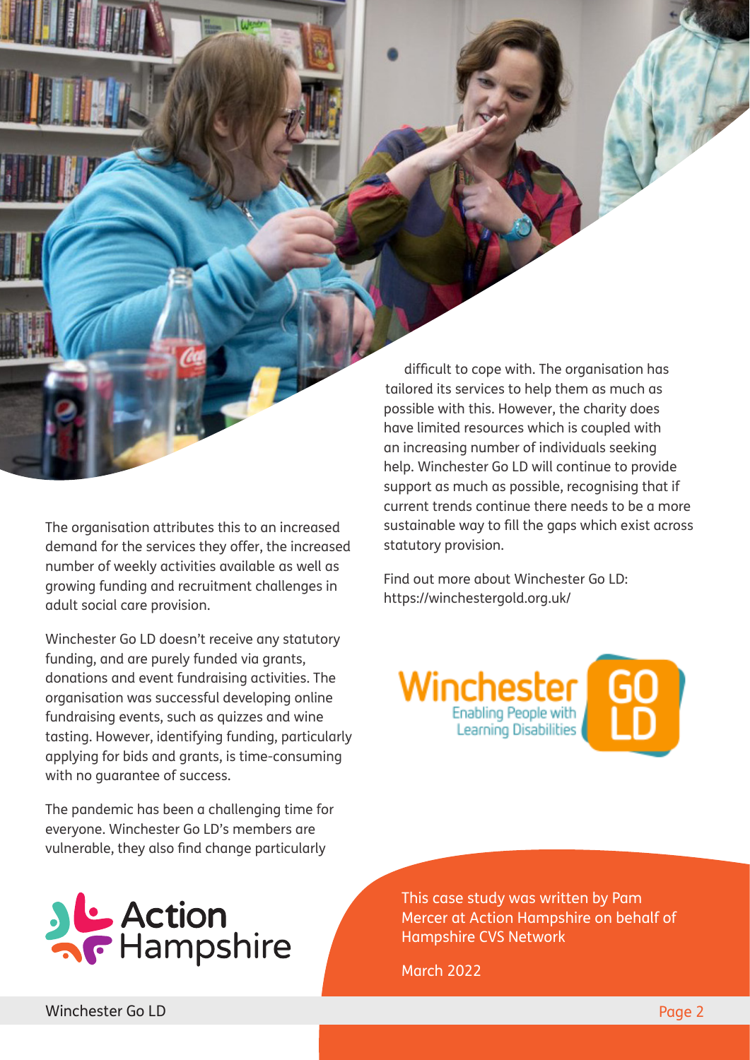The organisation attributes this to an increased demand for the services they offer, the increased number of weekly activities available as well as growing funding and recruitment challenges in adult social care provision.

Winchester Go LD doesn't receive any statutory funding, and are purely funded via grants, donations and event fundraising activities. The organisation was successful developing online fundraising events, such as quizzes and wine tasting. However, identifying funding, particularly applying for bids and grants, is time-consuming with no guarantee of success.

The pandemic has been a challenging time for everyone. Winchester Go LD's members are vulnerable, they also find change particularly difficult to cope with. The organisation has tailored its services to help them as much as possible with this. However, the charity does have limited resources which is coupled with an increasing number of individuals seeking help. Winchester Go LD will continue to provide support as much as possible, recognising that if current trends continue there needs to be a more sustainable way to fill the gaps which exist across statutory provision.

Find out more about Winchester Go LD: https://winchestergold.org.uk/

Winchester GO LD
Enabling People with Learning Disabilities

Action Hampshire

This case study was written by Pam Mercer at Action Hampshire on behalf of Hampshire CVS Network

March 2022